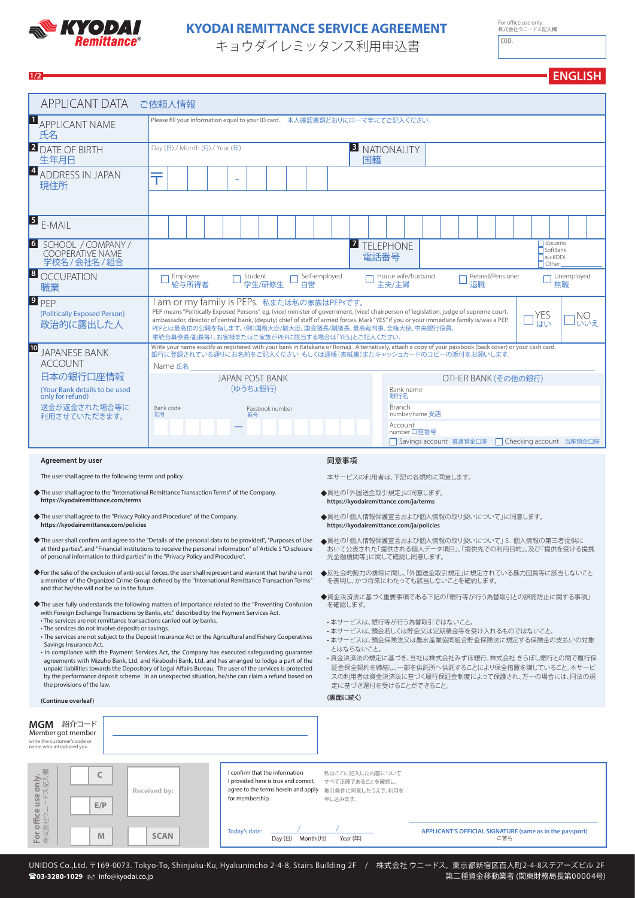# KYODAI REMITTANCE SERVICE AGREEMENT
キョウダイレミッタンス利用申込書

For office use only.
株式会社ウニードス記入欄
COD.

ENGLISH

## APPLICANT DATA ご依頼人情報

| | |
|---|---|
| 1 APPLICANT NAME 氏名 | Please fill your information equal to your ID card. 本人確認書類どおりにローマ字にてご記入ください。 |
| 2 DATE OF BIRTH 生年月日 | Day (日) / Month (月) / Year (年) — 3 NATIONALITY 国籍 |
| 4 ADDRESS IN JAPAN 現住所 | 〒 - |
| 5 E-MAIL | |
| 6 SCHOOL / COMPANY / COOPERATIVE NAME 学校名 / 会社名 / 組合 | 7 TELEPHONE 電話番号 ☐ docomo ☐ SoftBank ☐ au-KDDI ☐ Other |
| 8 OCCUPATION 職業 | ☐ Employee 給与所得者 ☐ Student 学生/研修生 ☐ Self-employed 自営 ☐ House wife/husband 主夫/主婦 ☐ Retired/Pensioner 退職 ☐ Unemployed 無職 |
| 9 PEP (Politically Exposed Person) 政治的に露出した人 | I am or my family is PEPs. 私または私の家族はPEPsです。<br>PEP means "Politically Exposed Persons", eg, (vice) minister of government, (vice) chairperson of legislation, judge of supreme court, ambassador, director of central bank, (deputy) chief of staff of armed forces. Mark "YES" if you or your immediate family is/was a PEP.<br>PEPとは最高位の公職を指します。(例:国務大臣/副大臣、国会議長/副議長、最高裁判事、全権大使、中央銀行役員、軍統合幕僚長/副長等)。お客様またはご家族がPEPに該当する場合は「YES」とご記入ください。<br>☐ YES はい ☐ NO いいえ |
| 10 JAPANESE BANK ACCOUNT 日本の銀行口座情報 (Your Bank details to be used only for refund) 送金が返金された場合等に利用させていただきます。 | Write your name exactly as registered with your bank in Katakana or Romaji. Alternatively, attach a copy of your passbook (back cover) or your cash card.<br>銀行に登録されている通りにお名前をご記入ください。もしくは通帳(表紙裏)またキャッシュカードのコピーの添付をお願いします。<br>Name 氏名<br>JAPAN POST BANK (ゆうちょ銀行): Bank code 記号 — Passbook number 番号<br>OTHER BANK (その他の銀行): Bank name 銀行名 / Branch number/name 支店 / Account number 口座番号 / ☐ Savings account 普通預金口座 ☐ Checking account 当座預金口座 |

### Agreement by user

The user shall agree to the following terms and policy.

◆The user shall agree to the "International Remittance Transaction Terms" of the Company.
**https://kyodairemittance.com/terms**

◆The user shall agree to the "Privacy Policy and Procedure" of the Company.
**https://kyodairemittance.com/policies**

◆The user shall confirm and agree to the "Details of the personal data to be provided", "Purposes of Use at third parties", and "Financial institutions to receive the personal information" of Article 5 "Disclosure of personal information to third parties" in the "Privacy Policy and Procedure".

◆For the sake of the exclusion of anti-social forces, the user shall represent and warrant that he/she is not a member of the Organized Crime Group defined by the "International Remittance Transaction Terms" and that he/she will not be so in the future.

◆The user fully understands the following matters of importance related to the "Preventing Confusion with Foreign Exchange Transactions by Banks, etc." described by the Payment Services Act.
- The services are not remittance transactions carried out by banks.
- The services do not involve deposits or savings.
- The services are not subject to the Deposit Insurance Act or the Agricultural and Fishery Cooperatives Savings Insurance Act.
- In compliance with the Payment Services Act, the Company has executed safeguarding guarantee agreements with Mizuho Bank, Ltd. and Kiraboshi Bank, Ltd. and has arranged to lodge a part of the unpaid liabilities towards the Depository of Legal Affairs Bureau. The user of the services is protected by the performance deposit scheme. In an unexpected situation, he/she can claim a refund based on the provisions of the law.

**(Continue overleaf)**

### 同意事項

本サービスの利用者は、下記の各規約に同意します。

◆貴社の「外国送金取引規定」に同意します。
**https://kyodairemittance.com/ja/terms**

◆貴社の「個人情報保護宣言および個人情報の取り扱いについて」に同意します。
**https://kyodairemittance.com/ja/policies**

◆貴社の「個人情報保護宣言および個人情報の取り扱いについて」5. 個人情報の第三者提供において公表された「提供される個人データ項目」、「提供先での利用目的」、及び「提供を受ける提携先金融機関等」に関して確認し同意します。

◆反社会的勢力の排除に関し、「外国送金取引規定」に規定されている暴力団員等に該当しないことを表明し、かつ将来にわたっても該当しないことを確約します。

◆資金決済法に基づく重要事項である下記の「銀行等が行う為替取引との誤認防止に関する事項」を確認します。
- 本サービスは、銀行等が行う為替取引ではないこと。
- 本サービスは、預金若しくは貯金又は定期積金等を受け入れるものではないこと。
- 本サービスは、預金保険法又は農水産業協同組合貯金保険法に規定する保険金の支払いの対象とはならないこと。
- 資金決済法の規定に基づき、当社は株式会社みずほ銀行、株式会社 きらぼし銀行との間で履行保証金保全契約を締結し、一部を供託所へ供託することにより保全措置を講じていること。本サービスの利用者は資金決済法に基づく履行保証金制度によって保護され、万一の場合には、同法の規定に基づき還付を受けることができること。

**(裏面に続く)**

**MGM** 紹介コード
Member got member
write the customer's code or name who introduced you.

For office use only. 株式会社ウニードス記入欄: C / E/P / M / Received by: / SCAN

I confirm that the information I provided here is true and correct, agree to the terms herein and apply for membership.
私はここに記入した内容についてすべて正確であることを確認し、取引条件に同意したうえで、利用を申し込みます。

Today's date: Day (日) / Month (月) / Year (年)

**APPLICANT'S OFFICIAL SIGNATURE (same as in the passport)** ご署名

UNIDOS Co.,Ltd. 〒169-0073. Tokyo-To, Shinjuku-Ku, Hyakunincho 2-4-8, Stairs Building 2F / 株式会社 ウニードス, 東京都新宿区百人町2-4-8ステアーズビル 2F
**☎03-3280-1029** info@kyodai.co.jp
第二種資金移動業者 (関東財務局長第00004号)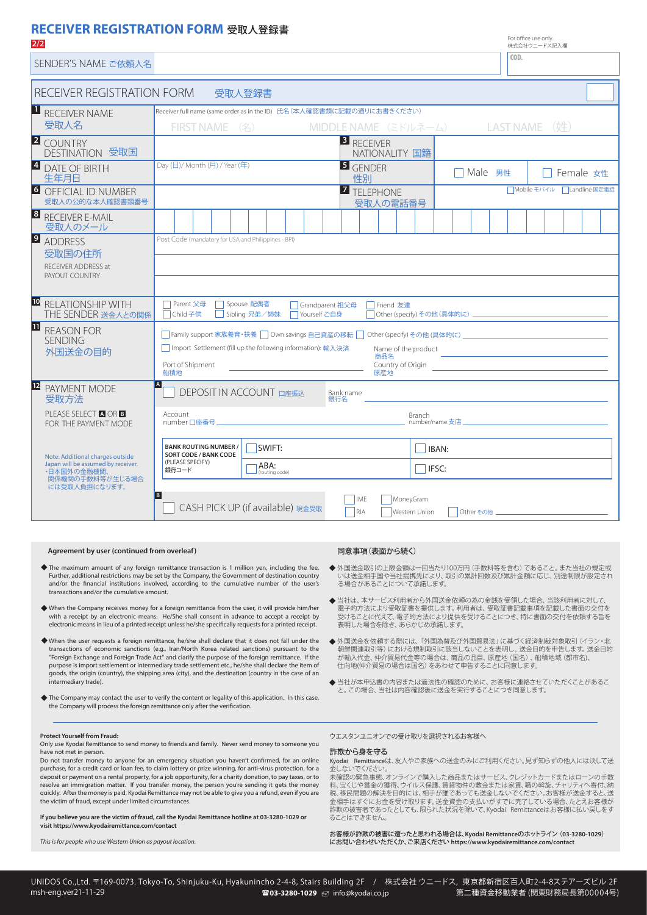# RECEIVER REGISTRATION FORM 受取人登録書

2/2

For office use only.
株式会社ウニードス記入欄

COD.

SENDER'S NAME ご依頼人名

## RECEIVER REGISTRATION FORM 受取人登録書

| | | | |
|---|---|---|---|
| **1** RECEIVER NAME 受取人名 | Receiver full name (same order as in the ID) 氏名(本人確認書類に記載の通りにお書きください) FIRST NAME (名) MIDDLE NAME (ミドルネーム) LAST NAME (姓) | | |
| **2** COUNTRY DESTINATION 受取国 | | **3** RECEIVER NATIONALITY 国籍 | |
| **4** DATE OF BIRTH 生年月日 | Day (日)/ Month (月) / Year (年) | **5** GENDER 性別 | ☐ Male 男性 ☐ Female 女性 |
| **6** OFFICIAL ID NUMBER 受取人の公的な本人確認書類番号 | | **7** TELEPHONE 受取人の電話番号 | ☐ Mobile モバイル ☐ Landline 固定電話 |
| **8** RECEIVER E-MAIL 受取人のメール | | | |
| **9** ADDRESS 受取国の住所 RECEIVER ADDRESS at PAYOUT COUNTRY | Post Code (mandatory for USA and Philippines - BPI) | | |
| **10** RELATIONSHIP WITH THE SENDER 送金人との関係 | ☐ Parent 父母 ☐ Spouse 配偶者 ☐ Grandparent 祖父母 ☐ Friend 友達 ☐ Child 子供 ☐ Sibling 兄弟/姉妹 ☐ Yourself ご自身 ☐ Other (specify) その他(具体的に) | | |
| **11** REASON FOR SENDING 外国送金の目的 | ☐ Family support 家族養育・扶養 ☐ Own savings 自己資産の移転 ☐ Other (specify) その他(具体的に) ☐ Import Settlement (fill up the following information): 輸入決済 Name of the product 商品名 Port of Shipment 船積地 Country of Origin 原産地 | | |
| **12** PAYMENT MODE 受取方法 PLEASE SELECT A OR B FOR THE PAYMENT MODE Note: Additional charges outside Japan will be assumed by receiver. ・日本国外の金融機関、関係機関の手数料等が生じる場合には受取人負担になります。 | **A** ☐ DEPOSIT IN ACCOUNT 口座振込 Bank name 銀行名 Account number 口座番号 Branch number/name 支店 BANK ROUTING NUMBER / SORT CODE / BANK CODE (PLEASE SPECIFY) 銀行コード ☐ SWIFT: ☐ ABA: (routing code) ☐ IBAN: ☐ IFSC: **B** ☐ CASH PICK UP (if available) 現金受取 ☐ IME ☐ MoneyGram ☐ RIA ☐ Western Union ☐ Other その他 | | |

### Agreement by user (continued from overleaf)

◆ The maximum amount of any foreign remittance transaction is 1 million yen, including the fee. Further, additional restrictions may be set by the Company, the Government of destination country and/or the financial institutions involved, according to the cumulative number of the user's transactions and/or the cumulative amount.

◆ When the Company receives money for a foreign remittance from the user, it will provide him/her with a receipt by an electronic means. He/She shall consent in advance to accept a receipt by electronic means in lieu of a printed receipt unless he/she specifically requests for a printed receipt.

◆ When the user requests a foreign remittance, he/she shall declare that it does not fall under the transactions of economic sanctions (e.g., Iran/North Korea related sanctions) pursuant to the "Foreign Exchange and Foreign Trade Act" and clarify the purpose of the foreign remittance. If the purpose is import settlement or intermediary trade settlement etc., he/she shall declare the item of goods, the origin (country), the shipping area (city), and the destination (country in the case of an intermediary trade).

◆ The Company may contact the user to verify the content or legality of this application. In this case, the Company will process the foreign remittance only after the verification.

### 同意事項(表面から続く)

◆ 外国送金取引の上限金額は一回当たり100万円(手数料等を含む)であること。また当社の規定或いは送金相手国や当社提携先により、取引の累計回数及び累計金額に応じ、別途制限が設定される場合があることについて承諾します。

◆ 当社は、本サービス利用者から外国送金依頼の為の金銭を受領した場合、当該利用者に対して、電子的方法により受取証書を提供します。利用者は、受取証書記載事項を記載した書面の交付を受けることに代えて、電子的方法により提供を受けることにつき、特に書面の交付を依頼する旨を表明した場合を除き、あらかじめ承諾します。

◆ 外国送金を依頼する際には、「外国為替及び外国貿易法」に基づく経済制裁対象取引(イラン・北朝鮮関連取引等)における規制取引に該当しないことを表明し、送金目的を申告します。送金目的が輸入代金、仲介貿易代金等の場合は、商品の品目、原産地(国名)、船積地域(都市名)、仕向地(仲介貿易の場合は国名)をあわせて申告することに同意します。

◆ 当社が本申込書の内容または適法性の確認のために、お客様に連絡させていただくことがあること。この場合、当社は内容確認後に送金を実行することにつき同意します。

**Protect Yourself from Fraud:**

Only use Kyodai Remittance to send money to friends and family. Never send money to someone you have not met in person.

Do not transfer money to anyone for an emergency situation you haven't confirmed, for an online purchase, for a credit card or loan fee, to claim lottery or prize winning, for anti-virus protection, for a deposit or payment on a rental property, for a job opportunity, for a charity donation, to pay taxes, or to resolve an immigration matter. If you transfer money, the person you're sending it gets the money quickly. After the money is paid, Kyodai Remittance may not be able to give you a refund, even if you are the victim of fraud, except under limited circumstances.

**If you believe you are the victim of fraud, call the Kyodai Remittance hotline at 03-3280-1029 or visit https://www.kyodairemittance.com/contact**

*This is for people who use Western Union as payout location.*

ウエスタンユニオンでの受け取りを選択されるお客様へ

**詐欺から身を守る**

Kyodai Remittanceは、友人やご家族への送金のみにご利用ください。見ず知らずの他人には決して送金しないでください。

未確認の緊急事態、オンラインで購入した商品またはサービス、クレジットカードまたはローンの手数料、宝くじや賞金の獲得、ウイルス保護、賃貸物件の敷金または家賃、職の斡旋、チャリティへ寄付、納税、移民問題の解決を目的には、相手が誰であっても送金しないでください。お客様が送金すると、送金相手はすぐにお金を受け取ります。送金資金の支払いがすでに完了している場合、たとえお客様が詐欺の被害者であったとしても、限られた状況を除いて、Kyodai Remittanceはお客様に払い戻しをすることはできません。

**お客様が詐欺の被害に遭ったと思われる場合は、Kyodai Remittanceのホットライン(03-3280-1029)にお問い合わせいただくか、ご来店ください https://www.kyodairemittance.com/contact**

UNIDOS Co.,Ltd. 〒169-0073. Tokyo-To, Shinjuku-Ku, Hyakunincho 2-4-8, Stairs Building 2F / 株式会社 ウニードス, 東京都新宿区百人町2-4-8ステアーズビル 2F

msh-eng.ver21-11-29 ☎03-3280-1029 info@kyodai.co.jp 第二種資金移動業者 (関東財務局長第00004号)